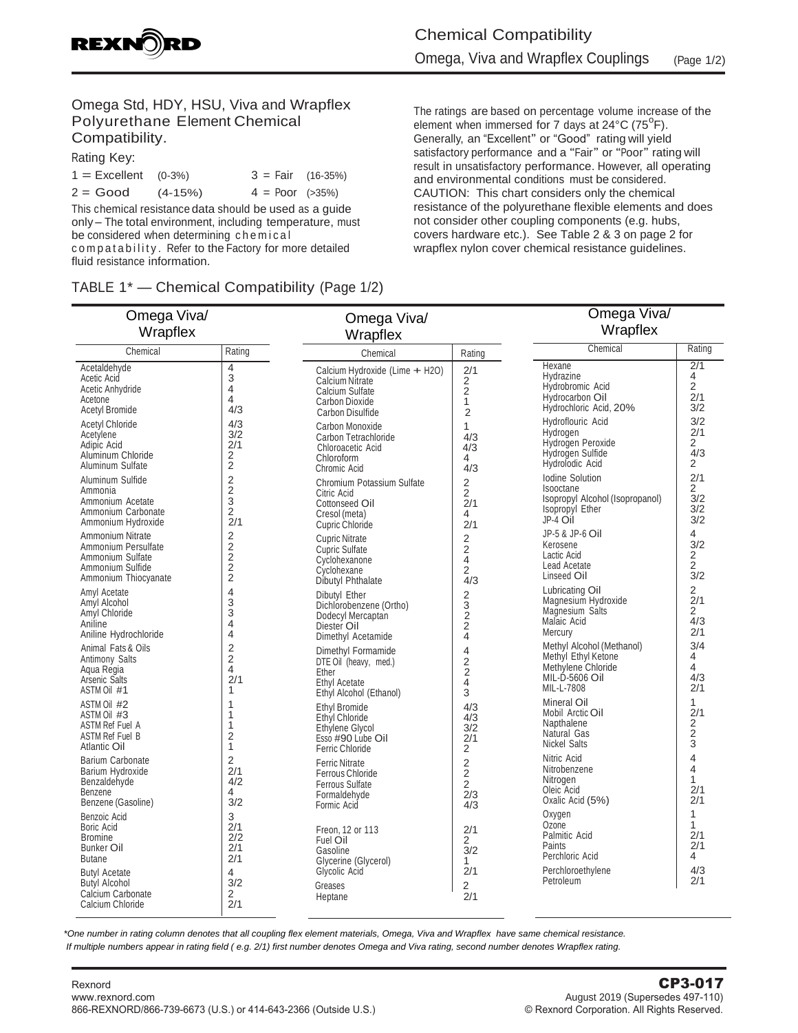# Chemical Compatibility

## Omega, Viva and Wrapflex Couplings (Page 1/2)

### Omega Std, HDY, HSU, Viva and Wrapflex Polyurethane Element Chemical Compatibility.

Rating Key:

| | | | |
|---|---|---|---|
| 1 = Excellent | (0-3%) | 3 = Fair | (16-35%) |
| 2 = Good | (4-15%) | 4 = Poor | (>35%) |

This chemical resistance data should be used as a guide only – The total environment, including temperature, must be considered when determining chemical compatability. Refer to the Factory for more detailed fluid resistance information.

The ratings are based on percentage volume increase of the element when immersed for 7 days at 24°C (75°F). Generally, an "Excellent" or "Good" rating will yield satisfactory performance and a "Fair" or "Poor" rating will result in unsatisfactory performance. However, all operating and environmental conditions must be considered.
CAUTION: This chart considers only the chemical resistance of the polyurethane flexible elements and does not consider other coupling components (e.g. hubs, covers hardware etc.). See Table 2 & 3 on page 2 for wrapflex nylon cover chemical resistance guidelines.

TABLE 1* — Chemical Compatibility (Page 1/2)

| Omega Viva/ Wrapflex Chemical | Rating |
|---|---|
| Acetaldehyde | 4 |
| Acetic Acid | 3 |
| Acetic Anhydride | 4 |
| Acetone | 4 |
| Acetyl Bromide | 4/3 |
| Acetyl Chloride | 4/3 |
| Acetylene | 3/2 |
| Adipic Acid | 2/1 |
| Aluminum Chloride | 2 |
| Aluminum Sulfate | 2 |
| Aluminum Sulfide | 2 |
| Ammonia | 2 |
| Ammonium Acetate | 3 |
| Ammonium Carbonate | 2 |
| Ammonium Hydroxide | 2/1 |
| Ammonium Nitrate | 2 |
| Ammonium Persulfate | 2 |
| Ammonium Sulfate | 2 |
| Ammonium Sulfide | 2 |
| Ammonium Thiocyanate | 2 |
| Amyl Acetate | 4 |
| Amyl Alcohol | 3 |
| Amyl Chloride | 3 |
| Aniline | 4 |
| Aniline Hydrochloride | 4 |
| Animal Fats & Oils | 2 |
| Antimony Salts | 2 |
| Aqua Regia | 4 |
| Arsenic Salts | 2/1 |
| ASTM Oil #1 | 1 |
| ASTM Oil #2 | 1 |
| ASTM Oil #3 | 1 |
| ASTM Ref Fuel A | 1 |
| ASTM Ref Fuel B | 2 |
| Atlantic Oil | 1 |
| Barium Carbonate | 2 |
| Barium Hydroxide | 2/1 |
| Benzaldehyde | 4/2 |
| Benzene | 4 |
| Benzene (Gasoline) | 3/2 |
| Benzoic Acid | 3 |
| Boric Acid | 2/1 |
| Bromine | 2/2 |
| Bunker Oil | 2/1 |
| Butane | 2/1 |
| Butyl Acetate | 4 |
| Butyl Alcohol | 3/2 |
| Calcium Carbonate | 2 |
| Calcium Chloride | 2/1 |
| Calcium Hydroxide (Lime + H2O) | 2/1 |
| Calcium Nitrate | 2 |
| Calcium Sulfate | 2 |
| Carbon Dioxide | 1 |
| Carbon Disulfide | 2 |
| Carbon Monoxide | 1 |
| Carbon Tetrachloride | 4/3 |
| Chloroacetic Acid | 4/3 |
| Chloroform | 4 |
| Chromic Acid | 4/3 |
| Chromium Potassium Sulfate | 2 |
| Citric Acid | 2 |
| Cottonseed Oil | 2/1 |
| Cresol (meta) | 4 |
| Cupric Chloride | 2/1 |
| Cupric Nitrate | 2 |
| Cupric Sulfate | 2 |
| Cyclohexanone | 4 |
| Cyclohexane | 2 |
| Dibutyl Phthalate | 4/3 |
| Dibutyl Ether | 2 |
| Dichlorobenzene (Ortho) | 3 |
| Dodecyl Mercaptan | 2 |
| Diester Oil | 2 |
| Dimethyl Acetamide | 4 |
| Dimethyl Formamide | 4 |
| DTE Oil (heavy, med.) | 2 |
| Ether | 2 |
| Ethyl Acetate | 4 |
| Ethyl Alcohol (Ethanol) | 3 |
| Ethyl Bromide | 4/3 |
| Ethyl Chloride | 4/3 |
| Ethylene Glycol | 3/2 |
| Esso #90 Lube Oil | 2/1 |
| Ferric Chloride | 2 |
| Ferric Nitrate | 2 |
| Ferrous Chloride | 2 |
| Ferrous Sulfate | 2 |
| Formaldehyde | 2/3 |
| Formic Acid | 4/3 |
| Freon, 12 or 113 | 2/1 |
| Fuel Oil | 2 |
| Gasoline | 3/2 |
| Glycerine (Glycerol) | 1 |
| Glycolic Acid | 2/1 |
| Greases | 2 |
| Heptane | 2/1 |
| Hexane | 2/1 |
| Hydrazine | 4 |
| Hydrobromic Acid | 2 |
| Hydrocarbon Oil | 2/1 |
| Hydrochloric Acid, 20% | 3/2 |
| Hydroflouric Acid | 3/2 |
| Hydrogen | 2/1 |
| Hydrogen Peroxide | 2 |
| Hydrogen Sulfide | 4/3 |
| Hydroiodic Acid | 2 |
| Iodine Solution | 2/1 |
| Isooctane | 2 |
| Isopropyl Alcohol (Isopropanol) | 3/2 |
| Isopropyl Ether | 3/2 |
| JP-4 Oil | 3/2 |
| JP-5 & JP-6 Oil | 4 |
| Kerosene | 3/2 |
| Lactic Acid | 2 |
| Lead Acetate | 2 |
| Linseed Oil | 3/2 |
| Lubricating Oil | 2 |
| Magnesium Hydroxide | 2/1 |
| Magnesium Salts | 2 |
| Malaic Acid | 4/3 |
| Mercury | 2/1 |
| Methyl Alcohol (Methanol) | 3/4 |
| Methyl Ethyl Ketone | 4 |
| Methylene Chloride | 4 |
| MIL-D-5606 Oil | 4/3 |
| MIL-L-7808 | 2/1 |
| Mineral Oil | 1 |
| Mobil Arctic Oil | 2/1 |
| Napthalene | 2 |
| Natural Gas | 2 |
| Nickel Salts | 3 |
| Nitric Acid | 4 |
| Nitrobenzene | 4 |
| Nitrogen | 1 |
| Oleic Acid | 2/1 |
| Oxalic Acid (5%) | 2/1 |
| Oxygen | 1 |
| Ozone | 1 |
| Palmitic Acid | 2/1 |
| Paints | 2/1 |
| Perchloric Acid | 4 |
| Perchloroethylene | 4/3 |
| Petroleum | 2/1 |

*One number in rating column denotes that all coupling flex element materials, Omega, Viva and Wrapflex have same chemical resistance. If multiple numbers appear in rating field ( e.g. 2/1) first number denotes Omega and Viva rating, second number denotes Wrapflex rating.

Rexnord
www.rexnord.com
866-REXNORD/866-739-6673 (U.S.) or 414-643-2366 (Outside U.S.)

CP3-017
August 2019 (Supersedes 497-110)
© Rexnord Corporation. All Rights Reserved.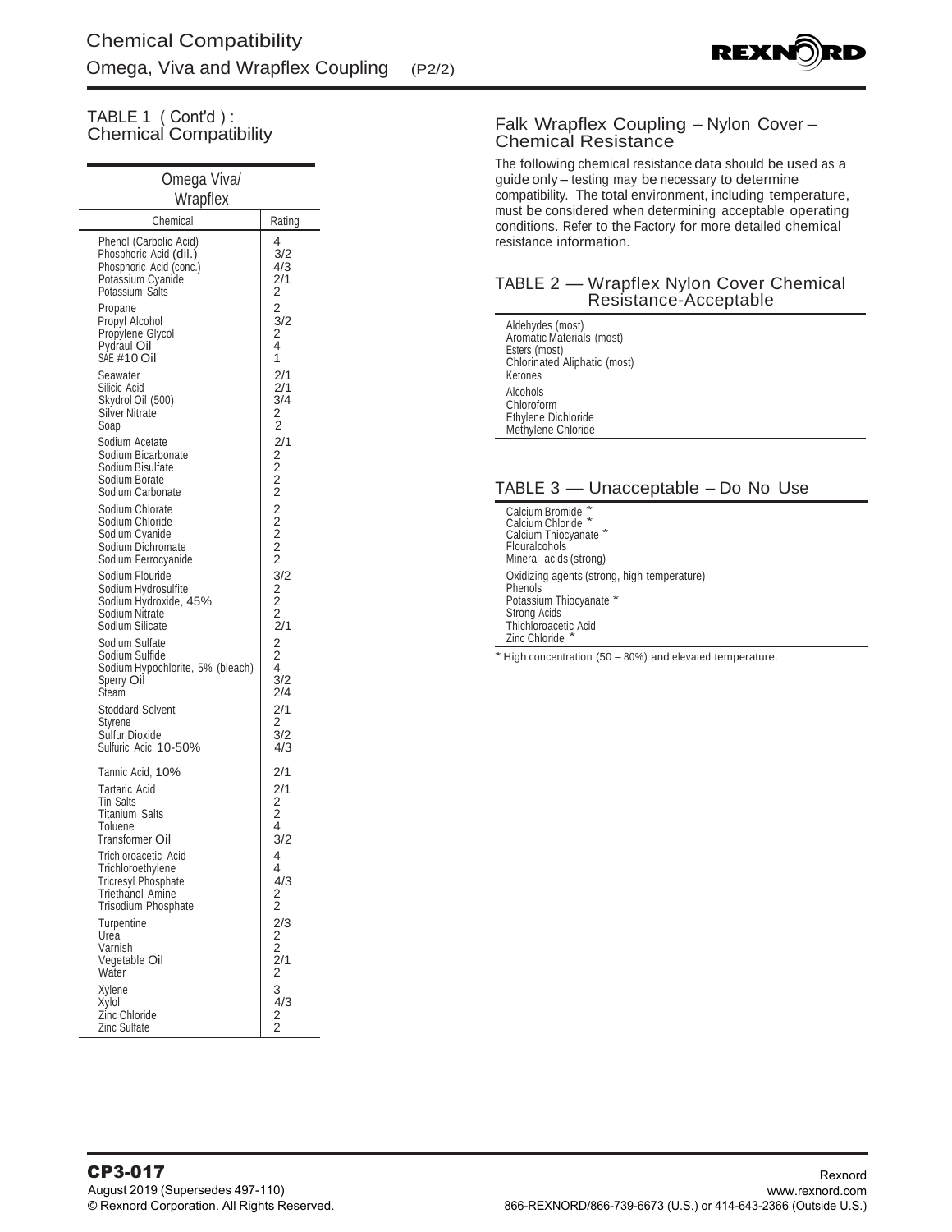## TABLE 1 ( Cont'd ) : Chemical Compatibility

| Omega Viva/ Wrapflex | |
|---|---|
| Chemical | Rating |
| Phenol (Carbolic Acid) | 4 |
| Phosphoric Acid (dil.) | 3/2 |
| Phosphoric Acid (conc.) | 4/3 |
| Potassium Cyanide | 2/1 |
| Potassium Salts | 2 |
| Propane | 2 |
| Propyl Alcohol | 3/2 |
| Propylene Glycol | 2 |
| Pydraul Oil | 4 |
| SAE #10 Oil | 1 |
| Seawater | 2/1 |
| Silicic Acid | 2/1 |
| Skydrol Oil (500) | 3/4 |
| Silver Nitrate | 2 |
| Soap | 2 |
| Sodium Acetate | 2/1 |
| Sodium Bicarbonate | 2 |
| Sodium Bisulfate | 2 |
| Sodium Borate | 2 |
| Sodium Carbonate | 2 |
| Sodium Chlorate | 2 |
| Sodium Chloride | 2 |
| Sodium Cyanide | 2 |
| Sodium Dichromate | 2 |
| Sodium Ferrocyanide | 2 |
| Sodium Flouride | 3/2 |
| Sodium Hydrosulfite | 2 |
| Sodium Hydroxide, 45% | 2 |
| Sodium Nitrate | 2 |
| Sodium Silicate | 2/1 |
| Sodium Sulfate | 2 |
| Sodium Sulfide | 2 |
| Sodium Hypochlorite, 5% (bleach) | 4 |
| Sperry Oil | 3/2 |
| Steam | 2/4 |
| Stoddard Solvent | 2/1 |
| Styrene | 2 |
| Sulfur Dioxide | 3/2 |
| Sulfuric Acic, 10-50% | 4/3 |
| Tannic Acid, 10% | 2/1 |
| Tartaric Acid | 2/1 |
| Tin Salts | 2 |
| Titanium Salts | 2 |
| Toluene | 4 |
| Transformer Oil | 3/2 |
| Trichloroacetic Acid | 4 |
| Trichloroethylene | 4 |
| Tricresyl Phosphate | 4/3 |
| Triethanol Amine | 2 |
| Trisodium Phosphate | 2 |
| Turpentine | 2/3 |
| Urea | 2 |
| Varnish | 2 |
| Vegetable Oil | 2/1 |
| Water | 2 |
| Xylene | 3 |
| Xylol | 4/3 |
| Zinc Chloride | 2 |
| Zinc Sulfate | 2 |

## Falk Wrapflex Coupling – Nylon Cover – Chemical Resistance

The following chemical resistance data should be used as a guide only – testing may be necessary to determine compatibility. The total environment, including temperature, must be considered when determining acceptable operating conditions. Refer to the Factory for more detailed chemical resistance information.

### TABLE 2 — Wrapflex Nylon Cover Chemical Resistance-Acceptable

- Aldehydes (most)
- Aromatic Materials (most)
- Esters (most)
- Chlorinated Aliphatic (most)
- Ketones
- Alcohols
- Chloroform
- Ethylene Dichloride
- Methylene Chloride

### TABLE 3 — Unacceptable – Do No Use

- Calcium Bromide *
- Calcium Chloride *
- Calcium Thiocyanate *
- Flouralcohols
- Mineral acids (strong)
- Oxidizing agents (strong, high temperature)
- Phenols
- Potassium Thiocyanate *
- Strong Acids
- Thichloroacetic Acid
- Zinc Chloride *

* High concentration (50 – 80%) and elevated temperature.

**CP3-017**
August 2019 (Supersedes 497-110)
© Rexnord Corporation. All Rights Reserved.

Rexnord
www.rexnord.com
866-REXNORD/866-739-6673 (U.S.) or 414-643-2366 (Outside U.S.)